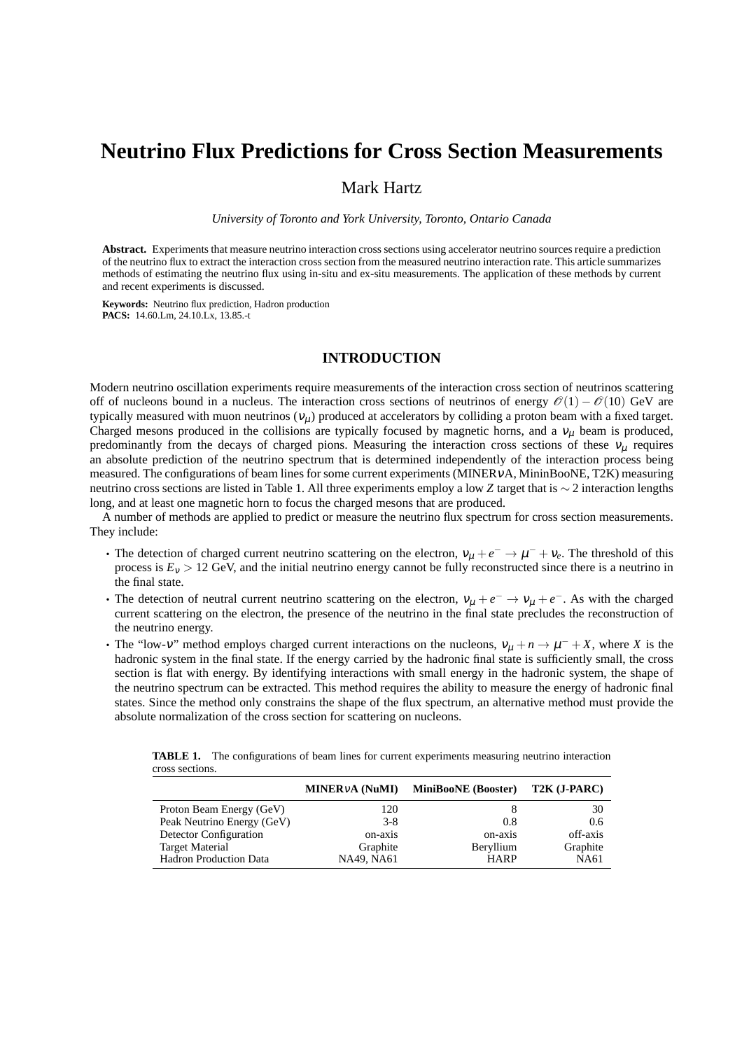# Neutrino Flux Predictions for Cross Section Measurements

Mark Hartz

*University of Toronto and York University, Toronto, Ontario Canada*

**Abstract.** Experiments that measure neutrino interaction cross sections using accelerator neutrino sources require a prediction of the neutrino flux to extract the interaction cross section from the measured neutrino interaction rate. This article summarizes methods of estimating the neutrino flux using in-situ and ex-situ measurements. The application of these methods by current and recent experiments is discussed.

**Keywords:** Neutrino flux prediction, Hadron production
**PACS:** 14.60.Lm, 24.10.Lx, 13.85.-t

## INTRODUCTION

Modern neutrino oscillation experiments require measurements of the interaction cross section of neutrinos scattering off of nucleons bound in a nucleus. The interaction cross sections of neutrinos of energy $\mathcal{O}(1)-\mathcal{O}(10)$ GeV are typically measured with muon neutrinos ($\nu_\mu$) produced at accelerators by colliding a proton beam with a fixed target. Charged mesons produced in the collisions are typically focused by magnetic horns, and a $\nu_\mu$ beam is produced, predominantly from the decays of charged pions. Measuring the interaction cross sections of these $\nu_\mu$ requires an absolute prediction of the neutrino spectrum that is determined independently of the interaction process being measured. The configurations of beam lines for some current experiments (MINER$\nu$A, MininBooNE, T2K) measuring neutrino cross sections are listed in Table 1. All three experiments employ a low *Z* target that is $\sim 2$ interaction lengths long, and at least one magnetic horn to focus the charged mesons that are produced.

A number of methods are applied to predict or measure the neutrino flux spectrum for cross section measurements. They include:

- The detection of charged current neutrino scattering on the electron, $\nu_\mu + e^- \rightarrow \mu^- + \nu_e$. The threshold of this process is $E_\nu > 12$ GeV, and the initial neutrino energy cannot be fully reconstructed since there is a neutrino in the final state.
- The detection of neutral current neutrino scattering on the electron, $\nu_\mu + e^- \rightarrow \nu_\mu + e^-$. As with the charged current scattering on the electron, the presence of the neutrino in the final state precludes the reconstruction of the neutrino energy.
- The "low-$\nu$" method employs charged current interactions on the nucleons, $\nu_\mu + n \rightarrow \mu^- + X$, where $X$ is the hadronic system in the final state. If the energy carried by the hadronic final state is sufficiently small, the cross section is flat with energy. By identifying interactions with small energy in the hadronic system, the shape of the neutrino spectrum can be extracted. This method requires the ability to measure the energy of hadronic final states. Since the method only constrains the shape of the flux spectrum, an alternative method must provide the absolute normalization of the cross section for scattering on nucleons.

**TABLE 1.** The configurations of beam lines for current experiments measuring neutrino interaction cross sections.

| | MINER$\nu$A (NuMI) | MiniBooNE (Booster) | T2K (J-PARC) |
|---|---|---|---|
| Proton Beam Energy (GeV) | 120 | 8 | 30 |
| Peak Neutrino Energy (GeV) | 3-8 | 0.8 | 0.6 |
| Detector Configuration | on-axis | on-axis | off-axis |
| Target Material | Graphite | Beryllium | Graphite |
| Hadron Production Data | NA49, NA61 | HARP | NA61 |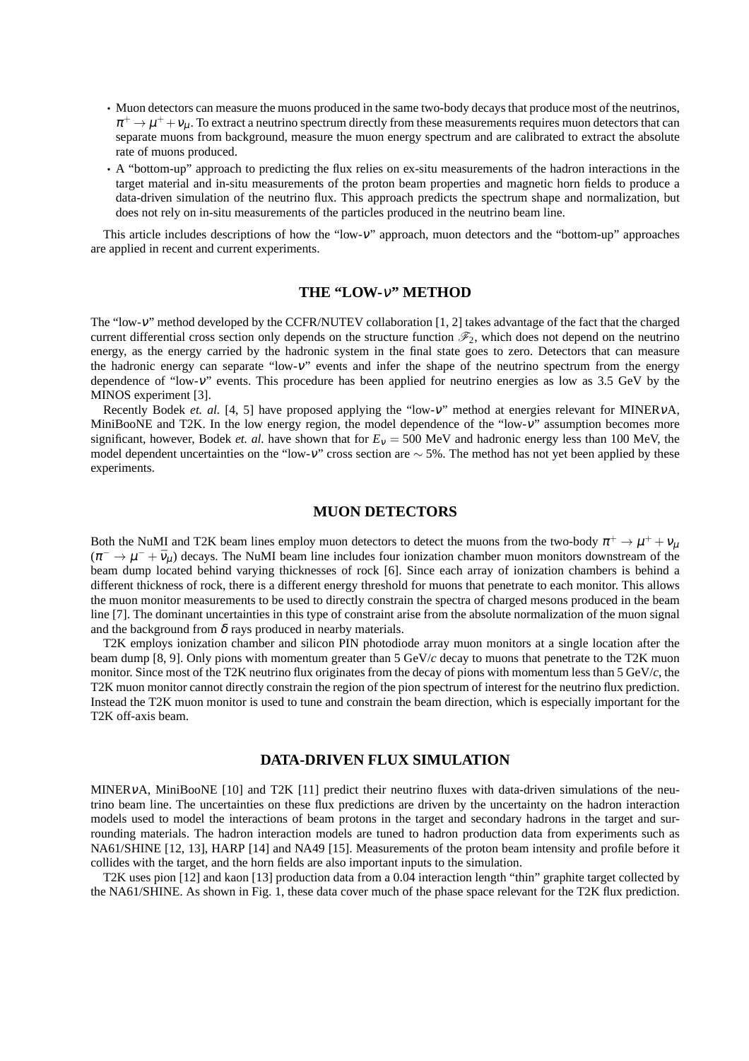- Muon detectors can measure the muons produced in the same two-body decays that produce most of the neutrinos, $\pi^+ \rightarrow \mu^+ + \nu_\mu$. To extract a neutrino spectrum directly from these measurements requires muon detectors that can separate muons from background, measure the muon energy spectrum and are calibrated to extract the absolute rate of muons produced.
- A "bottom-up" approach to predicting the flux relies on ex-situ measurements of the hadron interactions in the target material and in-situ measurements of the proton beam properties and magnetic horn fields to produce a data-driven simulation of the neutrino flux. This approach predicts the spectrum shape and normalization, but does not rely on in-situ measurements of the particles produced in the neutrino beam line.

This article includes descriptions of how the "low-$\nu$" approach, muon detectors and the "bottom-up" approaches are applied in recent and current experiments.

## THE "LOW-$\nu$" METHOD

The "low-$\nu$" method developed by the CCFR/NUTEV collaboration [1, 2] takes advantage of the fact that the charged current differential cross section only depends on the structure function $\mathscr{F}_2$, which does not depend on the neutrino energy, as the energy carried by the hadronic system in the final state goes to zero. Detectors that can measure the hadronic energy can separate "low-$\nu$" events and infer the shape of the neutrino spectrum from the energy dependence of "low-$\nu$" events. This procedure has been applied for neutrino energies as low as 3.5 GeV by the MINOS experiment [3].

Recently Bodek *et. al.* [4, 5] have proposed applying the "low-$\nu$" method at energies relevant for MINER$\nu$A, MiniBooNE and T2K. In the low energy region, the model dependence of the "low-$\nu$" assumption becomes more significant, however, Bodek *et. al.* have shown that for $E_\nu = 500$ MeV and hadronic energy less than 100 MeV, the model dependent uncertainties on the "low-$\nu$" cross section are $\sim 5\%$. The method has not yet been applied by these experiments.

## MUON DETECTORS

Both the NuMI and T2K beam lines employ muon detectors to detect the muons from the two-body $\pi^+ \rightarrow \mu^+ + \nu_\mu$ ($\pi^- \rightarrow \mu^- + \bar{\nu}_\mu$) decays. The NuMI beam line includes four ionization chamber muon monitors downstream of the beam dump located behind varying thicknesses of rock [6]. Since each array of ionization chambers is behind a different thickness of rock, there is a different energy threshold for muons that penetrate to each monitor. This allows the muon monitor measurements to be used to directly constrain the spectra of charged mesons produced in the beam line [7]. The dominant uncertainties in this type of constraint arise from the absolute normalization of the muon signal and the background from $\delta$ rays produced in nearby materials.

T2K employs ionization chamber and silicon PIN photodiode array muon monitors at a single location after the beam dump [8, 9]. Only pions with momentum greater than 5 GeV/$c$ decay to muons that penetrate to the T2K muon monitor. Since most of the T2K neutrino flux originates from the decay of pions with momentum less than 5 GeV/$c$, the T2K muon monitor cannot directly constrain the region of the pion spectrum of interest for the neutrino flux prediction. Instead the T2K muon monitor is used to tune and constrain the beam direction, which is especially important for the T2K off-axis beam.

## DATA-DRIVEN FLUX SIMULATION

MINER$\nu$A, MiniBooNE [10] and T2K [11] predict their neutrino fluxes with data-driven simulations of the neutrino beam line. The uncertainties on these flux predictions are driven by the uncertainty on the hadron interaction models used to model the interactions of beam protons in the target and secondary hadrons in the target and surrounding materials. The hadron interaction models are tuned to hadron production data from experiments such as NA61/SHINE [12, 13], HARP [14] and NA49 [15]. Measurements of the proton beam intensity and profile before it collides with the target, and the horn fields are also important inputs to the simulation.

T2K uses pion [12] and kaon [13] production data from a 0.04 interaction length "thin" graphite target collected by the NA61/SHINE. As shown in Fig. 1, these data cover much of the phase space relevant for the T2K flux prediction.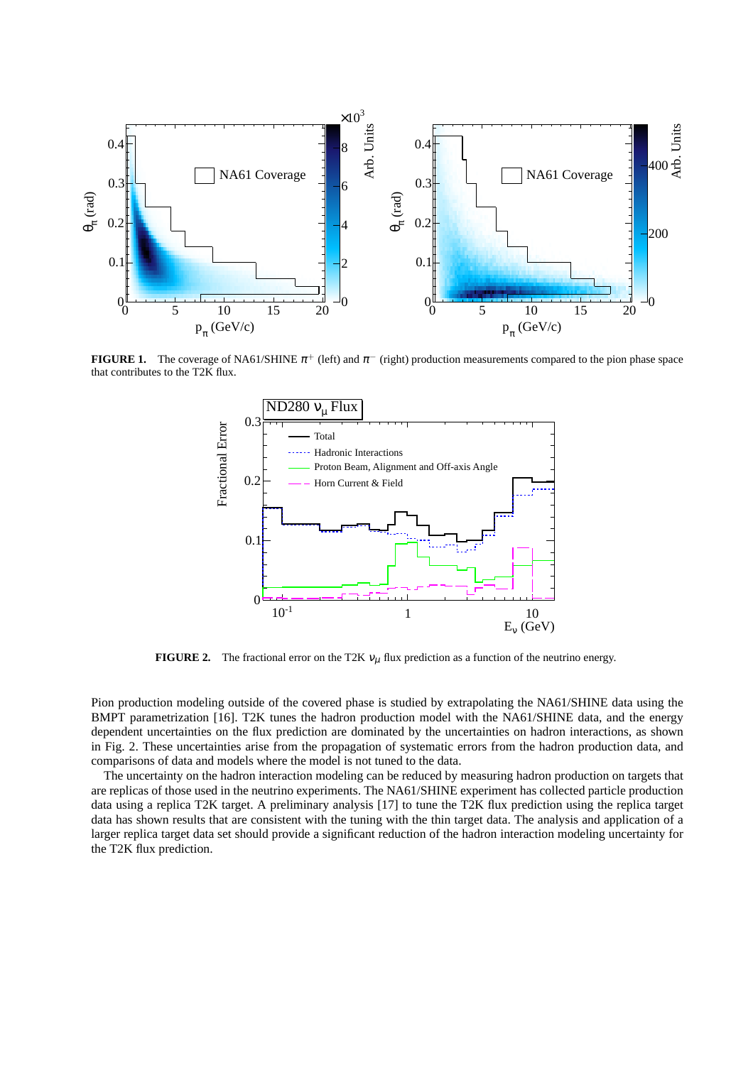**FIGURE 1.** The coverage of NA61/SHINE $\pi^+$ (left) and $\pi^-$ (right) production measurements compared to the pion phase space that contributes to the T2K flux.

**FIGURE 2.** The fractional error on the T2K $\nu_\mu$ flux prediction as a function of the neutrino energy.

Pion production modeling outside of the covered phase is studied by extrapolating the NA61/SHINE data using the BMPT parametrization [16]. T2K tunes the hadron production model with the NA61/SHINE data, and the energy dependent uncertainties on the flux prediction are dominated by the uncertainties on hadron interactions, as shown in Fig. 2. These uncertainties arise from the propagation of systematic errors from the hadron production data, and comparisons of data and models where the model is not tuned to the data.

The uncertainty on the hadron interaction modeling can be reduced by measuring hadron production on targets that are replicas of those used in the neutrino experiments. The NA61/SHINE experiment has collected particle production data using a replica T2K target. A preliminary analysis [17] to tune the T2K flux prediction using the replica target data has shown results that are consistent with the tuning with the thin target data. The analysis and application of a larger replica target data set should provide a significant reduction of the hadron interaction modeling uncertainty for the T2K flux prediction.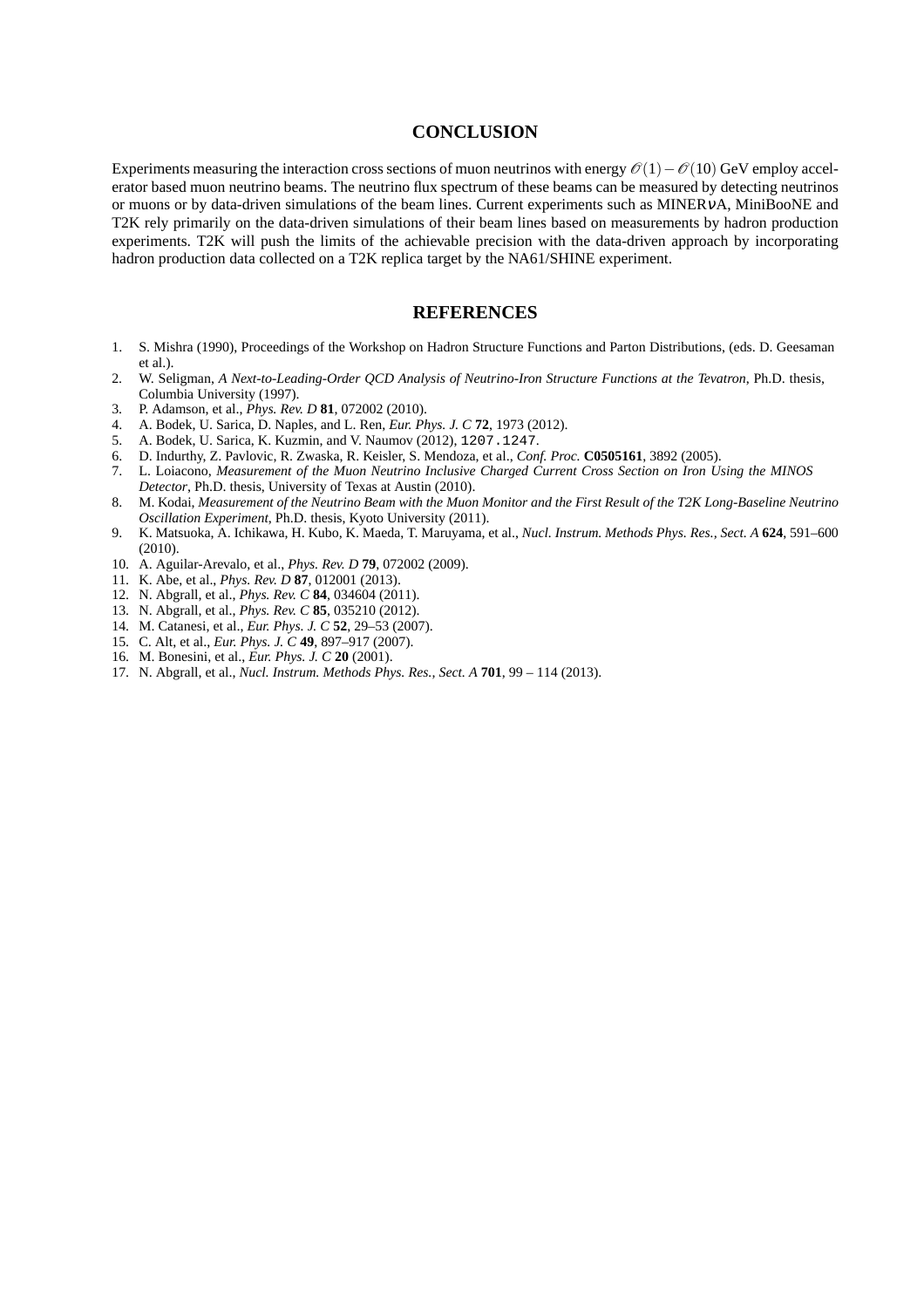## CONCLUSION

Experiments measuring the interaction cross sections of muon neutrinos with energy $\mathcal{O}(1)-\mathcal{O}(10)$ GeV employ accelerator based muon neutrino beams. The neutrino flux spectrum of these beams can be measured by detecting neutrinos or muons or by data-driven simulations of the beam lines. Current experiments such as MINERνA, MiniBooNE and T2K rely primarily on the data-driven simulations of their beam lines based on measurements by hadron production experiments. T2K will push the limits of the achievable precision with the data-driven approach by incorporating hadron production data collected on a T2K replica target by the NA61/SHINE experiment.

## REFERENCES

1. S. Mishra (1990), Proceedings of the Workshop on Hadron Structure Functions and Parton Distributions, (eds. D. Geesaman et al.).
2. W. Seligman, *A Next-to-Leading-Order QCD Analysis of Neutrino-Iron Structure Functions at the Tevatron*, Ph.D. thesis, Columbia University (1997).
3. P. Adamson, et al., *Phys. Rev. D* **81**, 072002 (2010).
4. A. Bodek, U. Sarica, D. Naples, and L. Ren, *Eur. Phys. J. C* **72**, 1973 (2012).
5. A. Bodek, U. Sarica, K. Kuzmin, and V. Naumov (2012), 1207.1247.
6. D. Indurthy, Z. Pavlovic, R. Zwaska, R. Keisler, S. Mendoza, et al., *Conf. Proc.* **C0505161**, 3892 (2005).
7. L. Loiacono, *Measurement of the Muon Neutrino Inclusive Charged Current Cross Section on Iron Using the MINOS Detector*, Ph.D. thesis, University of Texas at Austin (2010).
8. M. Kodai, *Measurement of the Neutrino Beam with the Muon Monitor and the First Result of the T2K Long-Baseline Neutrino Oscillation Experiment*, Ph.D. thesis, Kyoto University (2011).
9. K. Matsuoka, A. Ichikawa, H. Kubo, K. Maeda, T. Maruyama, et al., *Nucl. Instrum. Methods Phys. Res., Sect. A* **624**, 591–600 (2010).
10. A. Aguilar-Arevalo, et al., *Phys. Rev. D* **79**, 072002 (2009).
11. K. Abe, et al., *Phys. Rev. D* **87**, 012001 (2013).
12. N. Abgrall, et al., *Phys. Rev. C* **84**, 034604 (2011).
13. N. Abgrall, et al., *Phys. Rev. C* **85**, 035210 (2012).
14. M. Catanesi, et al., *Eur. Phys. J. C* **52**, 29–53 (2007).
15. C. Alt, et al., *Eur. Phys. J. C* **49**, 897–917 (2007).
16. M. Bonesini, et al., *Eur. Phys. J. C* **20** (2001).
17. N. Abgrall, et al., *Nucl. Instrum. Methods Phys. Res., Sect. A* **701**, 99 – 114 (2013).